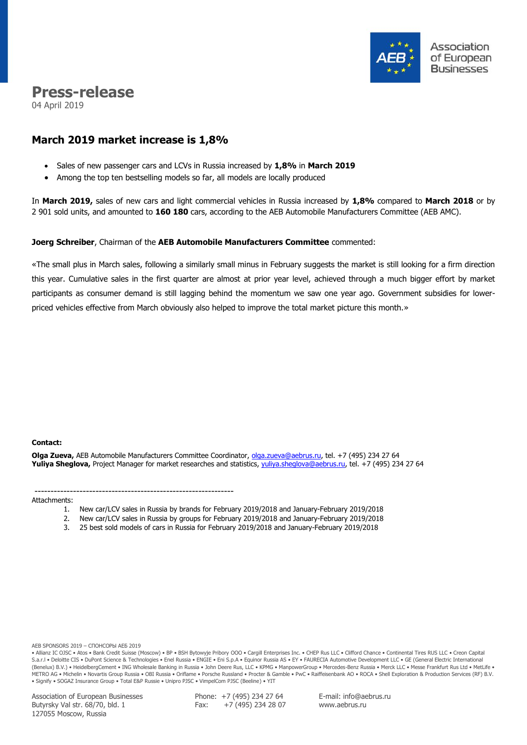Association of European Businesses

# Press-release

04 April 2019

## March 2019 market increase is 1,8%

- Sales of new passenger cars and LCVs in Russia increased by **1,8%** in **March 2019**
- Among the top ten bestselling models so far, all models are locally produced

In **March 2019,** sales of new cars and light commercial vehicles in Russia increased by **1,8%** compared to **March 2018** or by 2 901 sold units, and amounted to **160 180** cars, according to the AEB Automobile Manufacturers Committee (AEB AMC).

**Joerg Schreiber**, Chairman of the **AEB Automobile Manufacturers Committee** commented:

«The small plus in March sales, following a similarly small minus in February suggests the market is still looking for a firm direction this year. Cumulative sales in the first quarter are almost at prior year level, achieved through a much bigger effort by market participants as consumer demand is still lagging behind the momentum we saw one year ago. Government subsidies for lower-priced vehicles effective from March obviously also helped to improve the total market picture this month.»

**Contact:**

**Olga Zueva,** AEB Automobile Manufacturers Committee Coordinator, olga.zueva@aebrus.ru, tel. +7 (495) 234 27 64
**Yuliya Sheglova,** Project Manager for market researches and statistics, yuliya.sheglova@aebrus.ru, tel. +7 (495) 234 27 64

---------------------------------------------------------------

Attachments:

1. New car/LCV sales in Russia by brands for February 2019/2018 and January-February 2019/2018
2. New car/LCV sales in Russia by groups for February 2019/2018 and January-February 2019/2018
3. 25 best sold models of cars in Russia for February 2019/2018 and January-February 2019/2018

AEB SPONSORS 2019 – СПОНСОРЫ АЕБ 2019

• Allianz IC OJSC • Atos • Bank Credit Suisse (Moscow) • BP • BSH Bytowyje Pribory OOO • Cargill Enterprises Inc. • CHEP Rus LLC • Clifford Chance • Continental Tires RUS LLC • Creon Capital S.a.r.l • Deloitte CIS • DuPont Science & Technologies • Enel Russia • ENGIE • Eni S.p.A • Equinor Russia AS • EY • FAURECIA Automotive Development LLC • GE (General Electric International (Benelux) B.V.) • HeidelbergCement • ING Wholesale Banking in Russia • John Deere Rus, LLC • KPMG • ManpowerGroup • Mercedes-Benz Russia • Merck LLC • Messe Frankfurt Rus Ltd • MetLife • METRO AG • Michelin • Novartis Group Russia • OBI Russia • Oriflame • Porsche Russland • Procter & Gamble • PwC • Raiffeisenbank AO • ROCA • Shell Exploration & Production Services (RF) B.V. • Signify • SOGAZ Insurance Group • Total E&P Russie • Unipro PJSC • VimpelCom PJSC (Beeline) • YIT

Association of European Businesses
Butyrsky Val str. 68/70, bld. 1
127055 Moscow, Russia

Phone: +7 (495) 234 27 64
Fax: +7 (495) 234 28 07

E-mail: info@aebrus.ru
www.aebrus.ru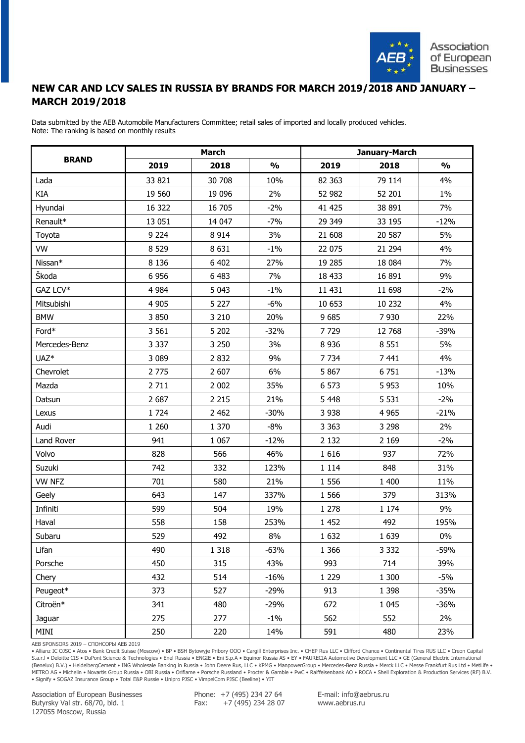## NEW CAR AND LCV SALES IN RUSSIA BY BRANDS FOR MARCH 2019/2018 AND JANUARY – MARCH 2019/2018

Data submitted by the AEB Automobile Manufacturers Committee; retail sales of imported and locally produced vehicles.
Note: The ranking is based on monthly results

| BRAND | March | | | January-March | | |
|---|---|---|---|---|---|---|
| | 2019 | 2018 | % | 2019 | 2018 | % |
| Lada | 33 821 | 30 708 | 10% | 82 363 | 79 114 | 4% |
| KIA | 19 560 | 19 096 | 2% | 52 982 | 52 201 | 1% |
| Hyundai | 16 322 | 16 705 | -2% | 41 425 | 38 891 | 7% |
| Renault* | 13 051 | 14 047 | -7% | 29 349 | 33 195 | -12% |
| Toyota | 9 224 | 8 914 | 3% | 21 608 | 20 587 | 5% |
| VW | 8 529 | 8 631 | -1% | 22 075 | 21 294 | 4% |
| Nissan* | 8 136 | 6 402 | 27% | 19 285 | 18 084 | 7% |
| Škoda | 6 956 | 6 483 | 7% | 18 433 | 16 891 | 9% |
| GAZ LCV* | 4 984 | 5 043 | -1% | 11 431 | 11 698 | -2% |
| Mitsubishi | 4 905 | 5 227 | -6% | 10 653 | 10 232 | 4% |
| BMW | 3 850 | 3 210 | 20% | 9 685 | 7 930 | 22% |
| Ford* | 3 561 | 5 202 | -32% | 7 729 | 12 768 | -39% |
| Mercedes-Benz | 3 337 | 3 250 | 3% | 8 936 | 8 551 | 5% |
| UAZ* | 3 089 | 2 832 | 9% | 7 734 | 7 441 | 4% |
| Chevrolet | 2 775 | 2 607 | 6% | 5 867 | 6 751 | -13% |
| Mazda | 2 711 | 2 002 | 35% | 6 573 | 5 953 | 10% |
| Datsun | 2 687 | 2 215 | 21% | 5 448 | 5 531 | -2% |
| Lexus | 1 724 | 2 462 | -30% | 3 938 | 4 965 | -21% |
| Audi | 1 260 | 1 370 | -8% | 3 363 | 3 298 | 2% |
| Land Rover | 941 | 1 067 | -12% | 2 132 | 2 169 | -2% |
| Volvo | 828 | 566 | 46% | 1 616 | 937 | 72% |
| Suzuki | 742 | 332 | 123% | 1 114 | 848 | 31% |
| VW NFZ | 701 | 580 | 21% | 1 556 | 1 400 | 11% |
| Geely | 643 | 147 | 337% | 1 566 | 379 | 313% |
| Infiniti | 599 | 504 | 19% | 1 278 | 1 174 | 9% |
| Haval | 558 | 158 | 253% | 1 452 | 492 | 195% |
| Subaru | 529 | 492 | 8% | 1 632 | 1 639 | 0% |
| Lifan | 490 | 1 318 | -63% | 1 366 | 3 332 | -59% |
| Porsche | 450 | 315 | 43% | 993 | 714 | 39% |
| Chery | 432 | 514 | -16% | 1 229 | 1 300 | -5% |
| Peugeot* | 373 | 527 | -29% | 913 | 1 398 | -35% |
| Citroën* | 341 | 480 | -29% | 672 | 1 045 | -36% |
| Jaguar | 275 | 277 | -1% | 562 | 552 | 2% |
| MINI | 250 | 220 | 14% | 591 | 480 | 23% |

AEB SPONSORS 2019 – СПОНСОРЫ АЕБ 2019

• Allianz IC OJSC • Atos • Bank Credit Suisse (Moscow) • BP • BSH Bytowyje Pribory OOO • Cargill Enterprises Inc. • CHEP Rus LLC • Clifford Chance • Continental Tires RUS LLC • Creon Capital S.a.r.l • Deloitte CIS • DuPont Science & Technologies • Enel Russia • ENGIE • Eni S.p.A • Equinor Russia AS • EY • FAURECIA Automotive Development LLC • GE (General Electric International (Benelux) B.V.) • HeidelbergCement • ING Wholesale Banking in Russia • John Deere Rus, LLC • KPMG • ManpowerGroup • Mercedes-Benz Russia • Merck LLC • Messe Frankfurt Rus Ltd • MetLife • METRO AG • Michelin • Novartis Group Russia • OBI Russia • Oriflame • Porsche Russland • Procter & Gamble • PwC • Raiffeisenbank AO • ROCA • Shell Exploration & Production Services (RF) B.V. • Signify • SOGAZ Insurance Group • Total E&P Russie • Unipro PJSC • VimpelCom PJSC (Beeline) • YIT

Association of European Businesses
Butyrsky Val str. 68/70, bld. 1
127055 Moscow, Russia

Phone: +7 (495) 234 27 64
Fax: +7 (495) 234 28 07

E-mail: info@aebrus.ru
www.aebrus.ru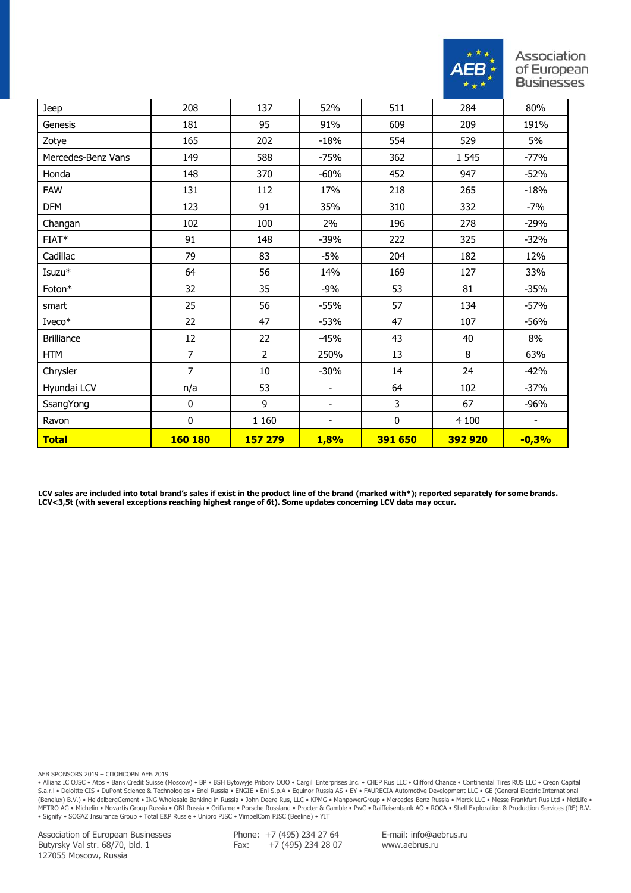| | | | | | | |
|---|---|---|---|---|---|---|
| Jeep | 208 | 137 | 52% | 511 | 284 | 80% |
| Genesis | 181 | 95 | 91% | 609 | 209 | 191% |
| Zotye | 165 | 202 | -18% | 554 | 529 | 5% |
| Mercedes-Benz Vans | 149 | 588 | -75% | 362 | 1 545 | -77% |
| Honda | 148 | 370 | -60% | 452 | 947 | -52% |
| FAW | 131 | 112 | 17% | 218 | 265 | -18% |
| DFM | 123 | 91 | 35% | 310 | 332 | -7% |
| Changan | 102 | 100 | 2% | 196 | 278 | -29% |
| FIAT* | 91 | 148 | -39% | 222 | 325 | -32% |
| Cadillac | 79 | 83 | -5% | 204 | 182 | 12% |
| Isuzu* | 64 | 56 | 14% | 169 | 127 | 33% |
| Foton* | 32 | 35 | -9% | 53 | 81 | -35% |
| smart | 25 | 56 | -55% | 57 | 134 | -57% |
| Iveco* | 22 | 47 | -53% | 47 | 107 | -56% |
| Brilliance | 12 | 22 | -45% | 43 | 40 | 8% |
| HTM | 7 | 2 | 250% | 13 | 8 | 63% |
| Chrysler | 7 | 10 | -30% | 14 | 24 | -42% |
| Hyundai LCV | n/a | 53 | - | 64 | 102 | -37% |
| SsangYong | 0 | 9 | - | 3 | 67 | -96% |
| Ravon | 0 | 1 160 | - | 0 | 4 100 | - |
| **Total** | **160 180** | **157 279** | **1,8%** | **391 650** | **392 920** | **-0,3%** |

**LCV sales are included into total brand's sales if exist in the product line of the brand (marked with*); reported separately for some brands. LCV<3,5t (with several exceptions reaching highest range of 6t). Some updates concerning LCV data may occur.**

AEB SPONSORS 2019 – СПОНСОРЫ АЕБ 2019

• Allianz IC OJSC • Atos • Bank Credit Suisse (Moscow) • BP • BSH Bytowyje Pribory OOO • Cargill Enterprises Inc. • CHEP Rus LLC • Clifford Chance • Continental Tires RUS LLC • Creon Capital S.a.r.l • Deloitte CIS • DuPont Science & Technologies • Enel Russia • ENGIE • Eni S.p.A • Equinor Russia AS • EY • FAURECIA Automotive Development LLC • GE (General Electric International (Benelux) B.V.) • HeidelbergCement • ING Wholesale Banking in Russia • John Deere Rus, LLC • KPMG • ManpowerGroup • Mercedes-Benz Russia • Merck LLC • Messe Frankfurt Rus Ltd • MetLife • METRO AG • Michelin • Novartis Group Russia • OBI Russia • Oriflame • Porsche Russland • Procter & Gamble • PwC • Raiffeisenbank AO • ROCA • Shell Exploration & Production Services (RF) B.V. • Signify • SOGAZ Insurance Group • Total E&P Russie • Unipro PJSC • VimpelCom PJSC (Beeline) • YIT

Association of European Businesses
Butyrsky Val str. 68/70, bld. 1
127055 Moscow, Russia

Phone: +7 (495) 234 27 64
Fax: +7 (495) 234 28 07

E-mail: info@aebrus.ru
www.aebrus.ru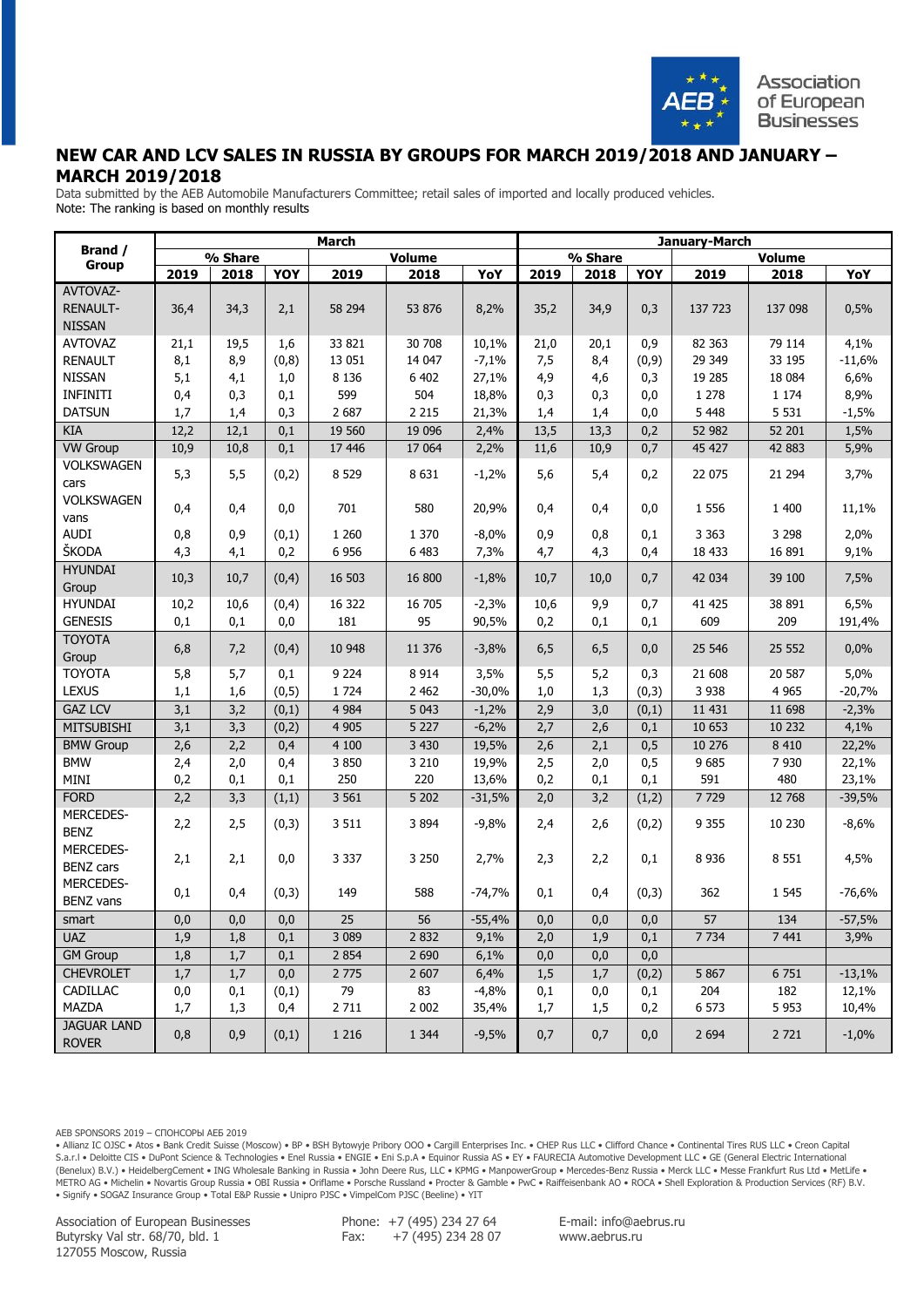## NEW CAR AND LCV SALES IN RUSSIA BY GROUPS FOR MARCH 2019/2018 AND JANUARY – MARCH 2019/2018

Data submitted by the AEB Automobile Manufacturers Committee; retail sales of imported and locally produced vehicles.
Note: The ranking is based on monthly results

| Brand / Group | March | | | | | | January-March | | | | | |
|---|---|---|---|---|---|---|---|---|---|---|---|---|
| | % Share | | | Volume | | | % Share | | | Volume | | |
| | 2019 | 2018 | YOY | 2019 | 2018 | YoY | 2019 | 2018 | YOY | 2019 | 2018 | YoY |
| AVTOVAZ-RENAULT-NISSAN | 36,4 | 34,3 | 2,1 | 58 294 | 53 876 | 8,2% | 35,2 | 34,9 | 0,3 | 137 723 | 137 098 | 0,5% |
| AVTOVAZ | 21,1 | 19,5 | 1,6 | 33 821 | 30 708 | 10,1% | 21,0 | 20,1 | 0,9 | 82 363 | 79 114 | 4,1% |
| RENAULT | 8,1 | 8,9 | (0,8) | 13 051 | 14 047 | -7,1% | 7,5 | 8,4 | (0,9) | 29 349 | 33 195 | -11,6% |
| NISSAN | 5,1 | 4,1 | 1,0 | 8 136 | 6 402 | 27,1% | 4,9 | 4,6 | 0,3 | 19 285 | 18 084 | 6,6% |
| INFINITI | 0,4 | 0,3 | 0,1 | 599 | 504 | 18,8% | 0,3 | 0,3 | 0,0 | 1 278 | 1 174 | 8,9% |
| DATSUN | 1,7 | 1,4 | 0,3 | 2 687 | 2 215 | 21,3% | 1,4 | 1,4 | 0,0 | 5 448 | 5 531 | -1,5% |
| KIA | 12,2 | 12,1 | 0,1 | 19 560 | 19 096 | 2,4% | 13,5 | 13,3 | 0,2 | 52 982 | 52 201 | 1,5% |
| VW Group | 10,9 | 10,8 | 0,1 | 17 446 | 17 064 | 2,2% | 11,6 | 10,9 | 0,7 | 45 427 | 42 883 | 5,9% |
| VOLKSWAGEN cars | 5,3 | 5,5 | (0,2) | 8 529 | 8 631 | -1,2% | 5,6 | 5,4 | 0,2 | 22 075 | 21 294 | 3,7% |
| VOLKSWAGEN vans | 0,4 | 0,4 | 0,0 | 701 | 580 | 20,9% | 0,4 | 0,4 | 0,0 | 1 556 | 1 400 | 11,1% |
| AUDI | 0,8 | 0,9 | (0,1) | 1 260 | 1 370 | -8,0% | 0,9 | 0,8 | 0,1 | 3 363 | 3 298 | 2,0% |
| ŠKODA | 4,3 | 4,1 | 0,2 | 6 956 | 6 483 | 7,3% | 4,7 | 4,3 | 0,4 | 18 433 | 16 891 | 9,1% |
| HYUNDAI Group | 10,3 | 10,7 | (0,4) | 16 503 | 16 800 | -1,8% | 10,7 | 10,0 | 0,7 | 42 034 | 39 100 | 7,5% |
| HYUNDAI | 10,2 | 10,6 | (0,4) | 16 322 | 16 705 | -2,3% | 10,6 | 9,9 | 0,7 | 41 425 | 38 891 | 6,5% |
| GENESIS | 0,1 | 0,1 | 0,0 | 181 | 95 | 90,5% | 0,2 | 0,1 | 0,1 | 609 | 209 | 191,4% |
| TOYOTA Group | 6,8 | 7,2 | (0,4) | 10 948 | 11 376 | -3,8% | 6,5 | 6,5 | 0,0 | 25 546 | 25 552 | 0,0% |
| TOYOTA | 5,8 | 5,7 | 0,1 | 9 224 | 8 914 | 3,5% | 5,5 | 5,2 | 0,3 | 21 608 | 20 587 | 5,0% |
| LEXUS | 1,1 | 1,6 | (0,5) | 1 724 | 2 462 | -30,0% | 1,0 | 1,3 | (0,3) | 3 938 | 4 965 | -20,7% |
| GAZ LCV | 3,1 | 3,2 | (0,1) | 4 984 | 5 043 | -1,2% | 2,9 | 3,0 | (0,1) | 11 431 | 11 698 | -2,3% |
| MITSUBISHI | 3,1 | 3,3 | (0,2) | 4 905 | 5 227 | -6,2% | 2,7 | 2,6 | 0,1 | 10 653 | 10 232 | 4,1% |
| BMW Group | 2,6 | 2,2 | 0,4 | 4 100 | 3 430 | 19,5% | 2,6 | 2,1 | 0,5 | 10 276 | 8 410 | 22,2% |
| BMW | 2,4 | 2,0 | 0,4 | 3 850 | 3 210 | 19,9% | 2,5 | 2,0 | 0,5 | 9 685 | 7 930 | 22,1% |
| MINI | 0,2 | 0,1 | 0,1 | 250 | 220 | 13,6% | 0,2 | 0,1 | 0,1 | 591 | 480 | 23,1% |
| FORD | 2,2 | 3,3 | (1,1) | 3 561 | 5 202 | -31,5% | 2,0 | 3,2 | (1,2) | 7 729 | 12 768 | -39,5% |
| MERCEDES-BENZ | 2,2 | 2,5 | (0,3) | 3 511 | 3 894 | -9,8% | 2,4 | 2,6 | (0,2) | 9 355 | 10 230 | -8,6% |
| MERCEDES-BENZ cars | 2,1 | 2,1 | 0,0 | 3 337 | 3 250 | 2,7% | 2,3 | 2,2 | 0,1 | 8 936 | 8 551 | 4,5% |
| MERCEDES-BENZ vans | 0,1 | 0,4 | (0,3) | 149 | 588 | -74,7% | 0,1 | 0,4 | (0,3) | 362 | 1 545 | -76,6% |
| smart | 0,0 | 0,0 | 0,0 | 25 | 56 | -55,4% | 0,0 | 0,0 | 0,0 | 57 | 134 | -57,5% |
| UAZ | 1,9 | 1,8 | 0,1 | 3 089 | 2 832 | 9,1% | 2,0 | 1,9 | 0,1 | 7 734 | 7 441 | 3,9% |
| GM Group | 1,8 | 1,7 | 0,1 | 2 854 | 2 690 | 6,1% | 0,0 | 0,0 | 0,0 | | | |
| CHEVROLET | 1,7 | 1,7 | 0,0 | 2 775 | 2 607 | 6,4% | 1,5 | 1,7 | (0,2) | 5 867 | 6 751 | -13,1% |
| CADILLAC | 0,0 | 0,1 | (0,1) | 79 | 83 | -4,8% | 0,1 | 0,0 | 0,1 | 204 | 182 | 12,1% |
| MAZDA | 1,7 | 1,3 | 0,4 | 2 711 | 2 002 | 35,4% | 1,7 | 1,5 | 0,2 | 6 573 | 5 953 | 10,4% |
| JAGUAR LAND ROVER | 0,8 | 0,9 | (0,1) | 1 216 | 1 344 | -9,5% | 0,7 | 0,7 | 0,0 | 2 694 | 2 721 | -1,0% |

AEB SPONSORS 2019 – СПОНСОРЫ АЕБ 2019

• Allianz IC OJSC • Atos • Bank Credit Suisse (Moscow) • BP • BSH Bytowyje Pribory OOO • Cargill Enterprises Inc. • CHEP Rus LLC • Clifford Chance • Continental Tires RUS LLC • Creon Capital S.a.r.l • Deloitte CIS • DuPont Science & Technologies • Enel Russia • ENGIE • Eni S.p.A • Equinor Russia AS • EY • FAURECIA Automotive Development LLC • GE (General Electric International (Benelux) B.V.) • HeidelbergCement • ING Wholesale Banking in Russia • John Deere Rus, LLC • KPMG • ManpowerGroup • Mercedes-Benz Russia • Merck LLC • Messe Frankfurt Rus Ltd • MetLife • METRO AG • Michelin • Novartis Group Russia • OBI Russia • Oriflame • Porsche Russland • Procter & Gamble • PwC • Raiffeisenbank AO • ROCA • Shell Exploration & Production Services (RF) B.V. • Signify • SOGAZ Insurance Group • Total E&P Russie • Unipro PJSC • VimpelCom PJSC (Beeline) • YIT

Association of European Businesses
Butyrsky Val str. 68/70, bld. 1
127055 Moscow, Russia

Phone: +7 (495) 234 27 64
Fax: +7 (495) 234 28 07

E-mail: info@aebrus.ru
www.aebrus.ru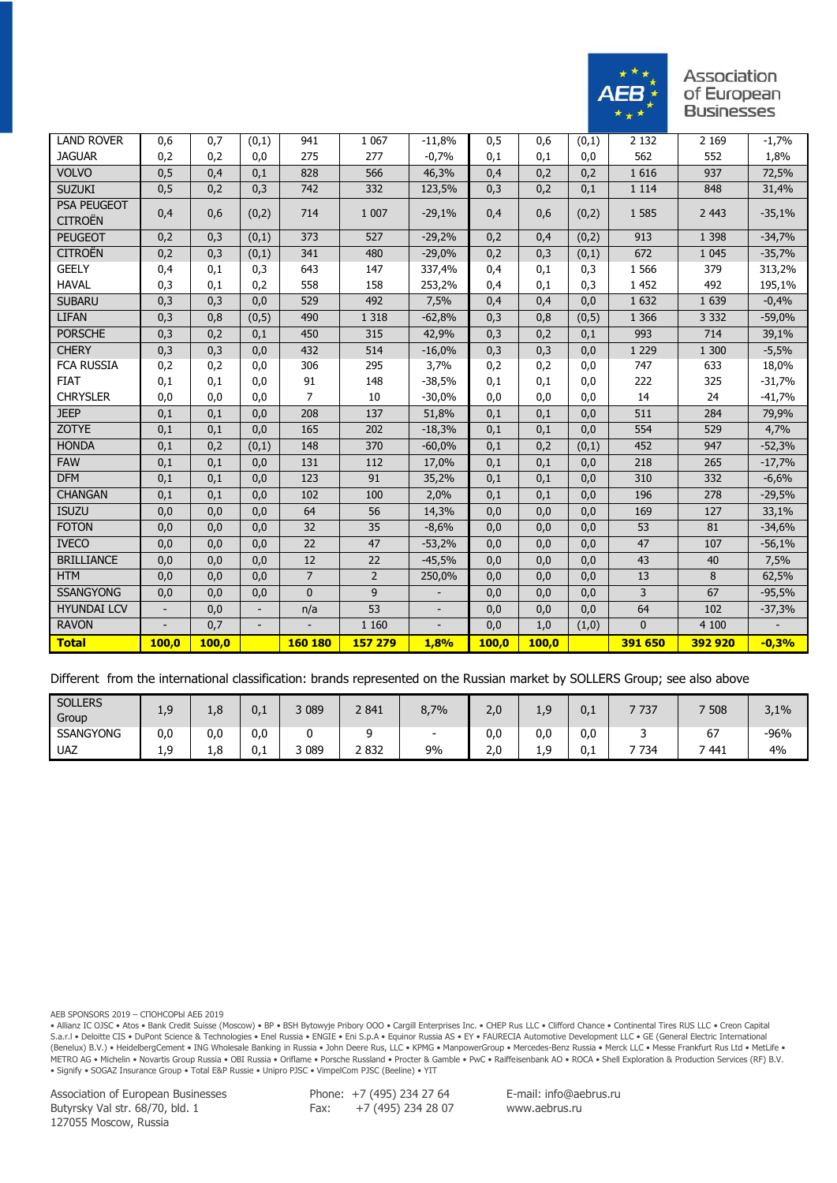| LAND ROVER | 0,6 | 0,7 | (0,1) | 941 | 1 067 | -11,8% | 0,5 | 0,6 | (0,1) | 2 132 | 2 169 | -1,7% |
|---|---|---|---|---|---|---|---|---|---|---|---|---|
| JAGUAR | 0,2 | 0,2 | 0,0 | 275 | 277 | -0,7% | 0,1 | 0,1 | 0,0 | 562 | 552 | 1,8% |
| VOLVO | 0,5 | 0,4 | 0,1 | 828 | 566 | 46,3% | 0,4 | 0,2 | 0,2 | 1 616 | 937 | 72,5% |
| SUZUKI | 0,5 | 0,2 | 0,3 | 742 | 332 | 123,5% | 0,3 | 0,2 | 0,1 | 1 114 | 848 | 31,4% |
| PSA PEUGEOT CITROËN | 0,4 | 0,6 | (0,2) | 714 | 1 007 | -29,1% | 0,4 | 0,6 | (0,2) | 1 585 | 2 443 | -35,1% |
| PEUGEOT | 0,2 | 0,3 | (0,1) | 373 | 527 | -29,2% | 0,2 | 0,4 | (0,2) | 913 | 1 398 | -34,7% |
| CITROËN | 0,2 | 0,3 | (0,1) | 341 | 480 | -29,0% | 0,2 | 0,3 | (0,1) | 672 | 1 045 | -35,7% |
| GEELY | 0,4 | 0,1 | 0,3 | 643 | 147 | 337,4% | 0,4 | 0,1 | 0,3 | 1 566 | 379 | 313,2% |
| HAVAL | 0,3 | 0,1 | 0,2 | 558 | 158 | 253,2% | 0,4 | 0,1 | 0,3 | 1 452 | 492 | 195,1% |
| SUBARU | 0,3 | 0,3 | 0,0 | 529 | 492 | 7,5% | 0,4 | 0,4 | 0,0 | 1 632 | 1 639 | -0,4% |
| LIFAN | 0,3 | 0,8 | (0,5) | 490 | 1 318 | -62,8% | 0,3 | 0,8 | (0,5) | 1 366 | 3 332 | -59,0% |
| PORSCHE | 0,3 | 0,2 | 0,1 | 450 | 315 | 42,9% | 0,3 | 0,2 | 0,1 | 993 | 714 | 39,1% |
| CHERY | 0,3 | 0,3 | 0,0 | 432 | 514 | -16,0% | 0,3 | 0,3 | 0,0 | 1 229 | 1 300 | -5,5% |
| FCA RUSSIA | 0,2 | 0,2 | 0,0 | 306 | 295 | 3,7% | 0,2 | 0,2 | 0,0 | 747 | 633 | 18,0% |
| FIAT | 0,1 | 0,1 | 0,0 | 91 | 148 | -38,5% | 0,1 | 0,1 | 0,0 | 222 | 325 | -31,7% |
| CHRYSLER | 0,0 | 0,0 | 0,0 | 7 | 10 | -30,0% | 0,0 | 0,0 | 0,0 | 14 | 24 | -41,7% |
| JEEP | 0,1 | 0,1 | 0,0 | 208 | 137 | 51,8% | 0,1 | 0,1 | 0,0 | 511 | 284 | 79,9% |
| ZOTYE | 0,1 | 0,1 | 0,0 | 165 | 202 | -18,3% | 0,1 | 0,1 | 0,0 | 554 | 529 | 4,7% |
| HONDA | 0,1 | 0,2 | (0,1) | 148 | 370 | -60,0% | 0,1 | 0,2 | (0,1) | 452 | 947 | -52,3% |
| FAW | 0,1 | 0,1 | 0,0 | 131 | 112 | 17,0% | 0,1 | 0,1 | 0,0 | 218 | 265 | -17,7% |
| DFM | 0,1 | 0,1 | 0,0 | 123 | 91 | 35,2% | 0,1 | 0,1 | 0,0 | 310 | 332 | -6,6% |
| CHANGAN | 0,1 | 0,1 | 0,0 | 102 | 100 | 2,0% | 0,1 | 0,1 | 0,0 | 196 | 278 | -29,5% |
| ISUZU | 0,0 | 0,0 | 0,0 | 64 | 56 | 14,3% | 0,0 | 0,0 | 0,0 | 169 | 127 | 33,1% |
| FOTON | 0,0 | 0,0 | 0,0 | 32 | 35 | -8,6% | 0,0 | 0,0 | 0,0 | 53 | 81 | -34,6% |
| IVECO | 0,0 | 0,0 | 0,0 | 22 | 47 | -53,2% | 0,0 | 0,0 | 0,0 | 47 | 107 | -56,1% |
| BRILLIANCE | 0,0 | 0,0 | 0,0 | 12 | 22 | -45,5% | 0,0 | 0,0 | 0,0 | 43 | 40 | 7,5% |
| HTM | 0,0 | 0,0 | 0,0 | 7 | 2 | 250,0% | 0,0 | 0,0 | 0,0 | 13 | 8 | 62,5% |
| SSANGYONG | 0,0 | 0,0 | 0,0 | 0 | 9 | - | 0,0 | 0,0 | 0,0 | 3 | 67 | -95,5% |
| HYUNDAI LCV | - | 0,0 | - | n/a | 53 | - | 0,0 | 0,0 | 0,0 | 64 | 102 | -37,3% |
| RAVON | - | 0,7 | - | - | 1 160 | - | 0,0 | 1,0 | (1,0) | 0 | 4 100 | - |
| **Total** | **100,0** | **100,0** | | **160 180** | **157 279** | **1,8%** | **100,0** | **100,0** | | **391 650** | **392 920** | **-0,3%** |

Different from the international classification: brands represented on the Russian market by SOLLERS Group; see also above

| SOLLERS Group | 1,9 | 1,8 | 0,1 | 3 089 | 2 841 | 8,7% | 2,0 | 1,9 | 0,1 | 7 737 | 7 508 | 3,1% |
|---|---|---|---|---|---|---|---|---|---|---|---|---|
| SSANGYONG | 0,0 | 0,0 | 0,0 | 0 | 9 | - | 0,0 | 0,0 | 0,0 | 3 | 67 | -96% |
| UAZ | 1,9 | 1,8 | 0,1 | 3 089 | 2 832 | 9% | 2,0 | 1,9 | 0,1 | 7 734 | 7 441 | 4% |

AEB SPONSORS 2019 – СПОНСОРЫ АЕБ 2019

• Allianz IC OJSC • Atos • Bank Credit Suisse (Moscow) • BP • BSH Bytowyje Pribory OOO • Cargill Enterprises Inc. • CHEP Rus LLC • Clifford Chance • Continental Tires RUS LLC • Creon Capital S.a.r.l • Deloitte CIS • DuPont Science & Technologies • Enel Russia • ENGIE • Eni S.p.A • Equinor Russia AS • EY • FAURECIA Automotive Development LLC • GE (General Electric International (Benelux) B.V.) • HeidelbergCement • ING Wholesale Banking in Russia • John Deere Rus, LLC • KPMG • ManpowerGroup • Mercedes-Benz Russia • Merck LLC • Messe Frankfurt Rus Ltd • MetLife • METRO AG • Michelin • Novartis Group Russia • OBI Russia • Oriflame • Porsche Russland • Procter & Gamble • PwC • Raiffeisenbank AO • ROCA • Shell Exploration & Production Services (RF) B.V. • Signify • SOGAZ Insurance Group • Total E&P Russie • Unipro PJSC • VimpelCom PJSC (Beeline) • YIT

Association of European Businesses
Butyrsky Val str. 68/70, bld. 1
127055 Moscow, Russia

Phone: +7 (495) 234 27 64
Fax: +7 (495) 234 28 07

E-mail: info@aebrus.ru
www.aebrus.ru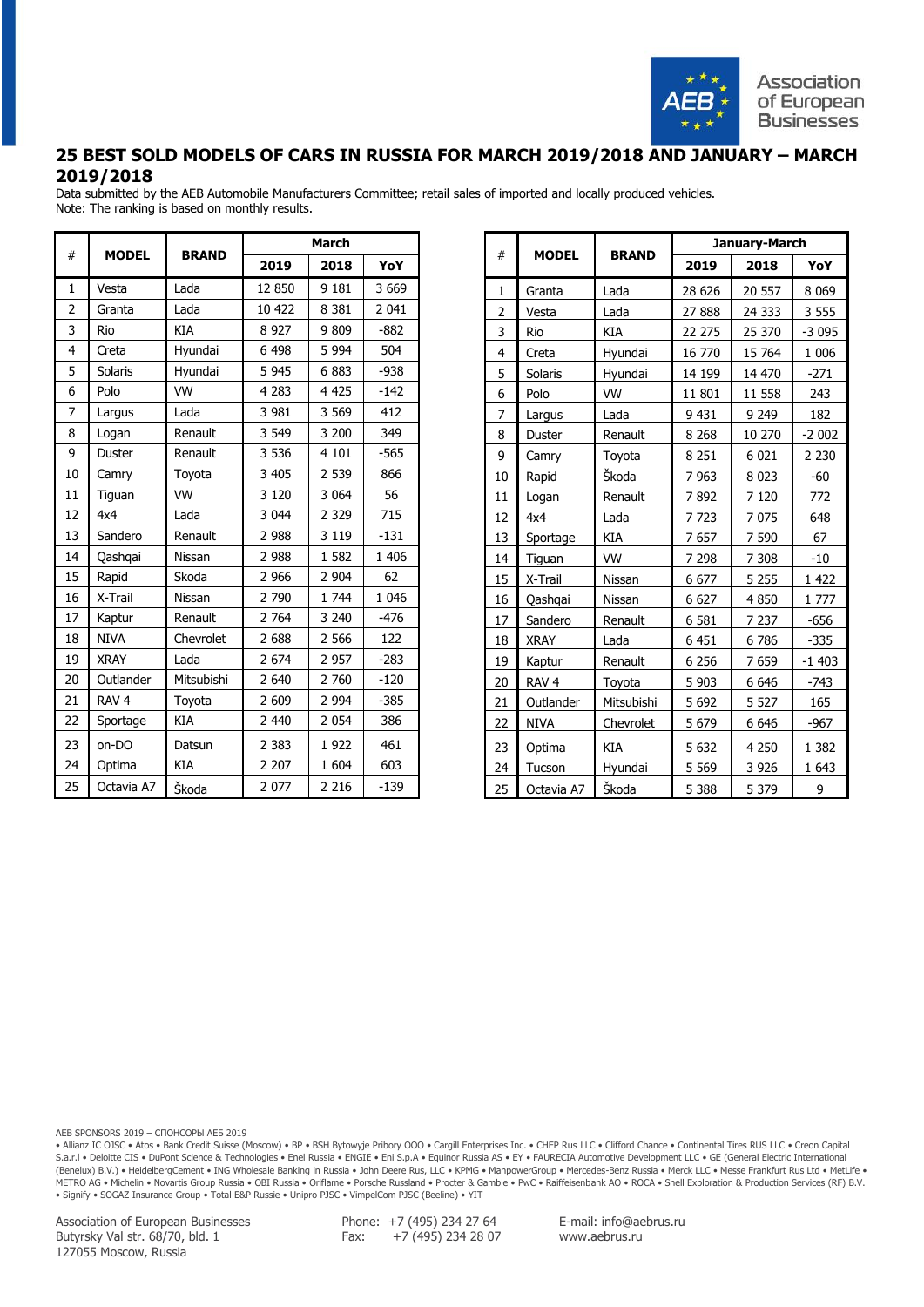Association of European Businesses

# 25 BEST SOLD MODELS OF CARS IN RUSSIA FOR MARCH 2019/2018 AND JANUARY – MARCH 2019/2018

Data submitted by the AEB Automobile Manufacturers Committee; retail sales of imported and locally produced vehicles.
Note: The ranking is based on monthly results.

| # | MODEL | BRAND | March | | |
|---|---|---|---|---|---|
| | | | 2019 | 2018 | YoY |
| 1 | Vesta | Lada | 12 850 | 9 181 | 3 669 |
| 2 | Granta | Lada | 10 422 | 8 381 | 2 041 |
| 3 | Rio | KIA | 8 927 | 9 809 | -882 |
| 4 | Creta | Hyundai | 6 498 | 5 994 | 504 |
| 5 | Solaris | Hyundai | 5 945 | 6 883 | -938 |
| 6 | Polo | VW | 4 283 | 4 425 | -142 |
| 7 | Largus | Lada | 3 981 | 3 569 | 412 |
| 8 | Logan | Renault | 3 549 | 3 200 | 349 |
| 9 | Duster | Renault | 3 536 | 4 101 | -565 |
| 10 | Camry | Toyota | 3 405 | 2 539 | 866 |
| 11 | Tiguan | VW | 3 120 | 3 064 | 56 |
| 12 | 4x4 | Lada | 3 044 | 2 329 | 715 |
| 13 | Sandero | Renault | 2 988 | 3 119 | -131 |
| 14 | Qashqai | Nissan | 2 988 | 1 582 | 1 406 |
| 15 | Rapid | Skoda | 2 966 | 2 904 | 62 |
| 16 | X-Trail | Nissan | 2 790 | 1 744 | 1 046 |
| 17 | Kaptur | Renault | 2 764 | 3 240 | -476 |
| 18 | NIVA | Chevrolet | 2 688 | 2 566 | 122 |
| 19 | XRAY | Lada | 2 674 | 2 957 | -283 |
| 20 | Outlander | Mitsubishi | 2 640 | 2 760 | -120 |
| 21 | RAV 4 | Toyota | 2 609 | 2 994 | -385 |
| 22 | Sportage | KIA | 2 440 | 2 054 | 386 |
| 23 | on-DO | Datsun | 2 383 | 1 922 | 461 |
| 24 | Optima | KIA | 2 207 | 1 604 | 603 |
| 25 | Octavia A7 | Škoda | 2 077 | 2 216 | -139 |

| # | MODEL | BRAND | January-March | | |
|---|---|---|---|---|---|
| | | | 2019 | 2018 | YoY |
| 1 | Granta | Lada | 28 626 | 20 557 | 8 069 |
| 2 | Vesta | Lada | 27 888 | 24 333 | 3 555 |
| 3 | Rio | KIA | 22 275 | 25 370 | -3 095 |
| 4 | Creta | Hyundai | 16 770 | 15 764 | 1 006 |
| 5 | Solaris | Hyundai | 14 199 | 14 470 | -271 |
| 6 | Polo | VW | 11 801 | 11 558 | 243 |
| 7 | Largus | Lada | 9 431 | 9 249 | 182 |
| 8 | Duster | Renault | 8 268 | 10 270 | -2 002 |
| 9 | Camry | Toyota | 8 251 | 6 021 | 2 230 |
| 10 | Rapid | Škoda | 7 963 | 8 023 | -60 |
| 11 | Logan | Renault | 7 892 | 7 120 | 772 |
| 12 | 4x4 | Lada | 7 723 | 7 075 | 648 |
| 13 | Sportage | KIA | 7 657 | 7 590 | 67 |
| 14 | Tiguan | VW | 7 298 | 7 308 | -10 |
| 15 | X-Trail | Nissan | 6 677 | 5 255 | 1 422 |
| 16 | Qashqai | Nissan | 6 627 | 4 850 | 1 777 |
| 17 | Sandero | Renault | 6 581 | 7 237 | -656 |
| 18 | XRAY | Lada | 6 451 | 6 786 | -335 |
| 19 | Kaptur | Renault | 6 256 | 7 659 | -1 403 |
| 20 | RAV 4 | Toyota | 5 903 | 6 646 | -743 |
| 21 | Outlander | Mitsubishi | 5 692 | 5 527 | 165 |
| 22 | NIVA | Chevrolet | 5 679 | 6 646 | -967 |
| 23 | Optima | KIA | 5 632 | 4 250 | 1 382 |
| 24 | Tucson | Hyundai | 5 569 | 3 926 | 1 643 |
| 25 | Octavia A7 | Škoda | 5 388 | 5 379 | 9 |

AEB SPONSORS 2019 – СПОНСОРЫ АЕБ 2019

• Allianz IC OJSC • Atos • Bank Credit Suisse (Moscow) • BP • BSH Bytowyje Pribory OOO • Cargill Enterprises Inc. • CHEP Rus LLC • Clifford Chance • Continental Tires RUS LLC • Creon Capital S.a.r.l • Deloitte CIS • DuPont Science & Technologies • Enel Russia • ENGIE • Eni S.p.A • Equinor Russia AS • EY • FAURECIA Automotive Development LLC • GE (General Electric International (Benelux) B.V.) • HeidelbergCement • ING Wholesale Banking in Russia • John Deere Rus, LLC • KPMG • ManpowerGroup • Mercedes-Benz Russia • Merck LLC • Messe Frankfurt Rus Ltd • MetLife • METRO AG • Michelin • Novartis Group Russia • OBI Russia • Oriflame • Porsche Russland • Procter & Gamble • PwC • Raiffeisenbank AO • ROCA • Shell Exploration & Production Services (RF) B.V. • Signify • SOGAZ Insurance Group • Total E&P Russie • Unipro PJSC • VimpelCom PJSC (Beeline) • YIT

Association of European Businesses
Butyrsky Val str. 68/70, bld. 1
127055 Moscow, Russia

Phone: +7 (495) 234 27 64
Fax: +7 (495) 234 28 07

E-mail: info@aebrus.ru
www.aebrus.ru